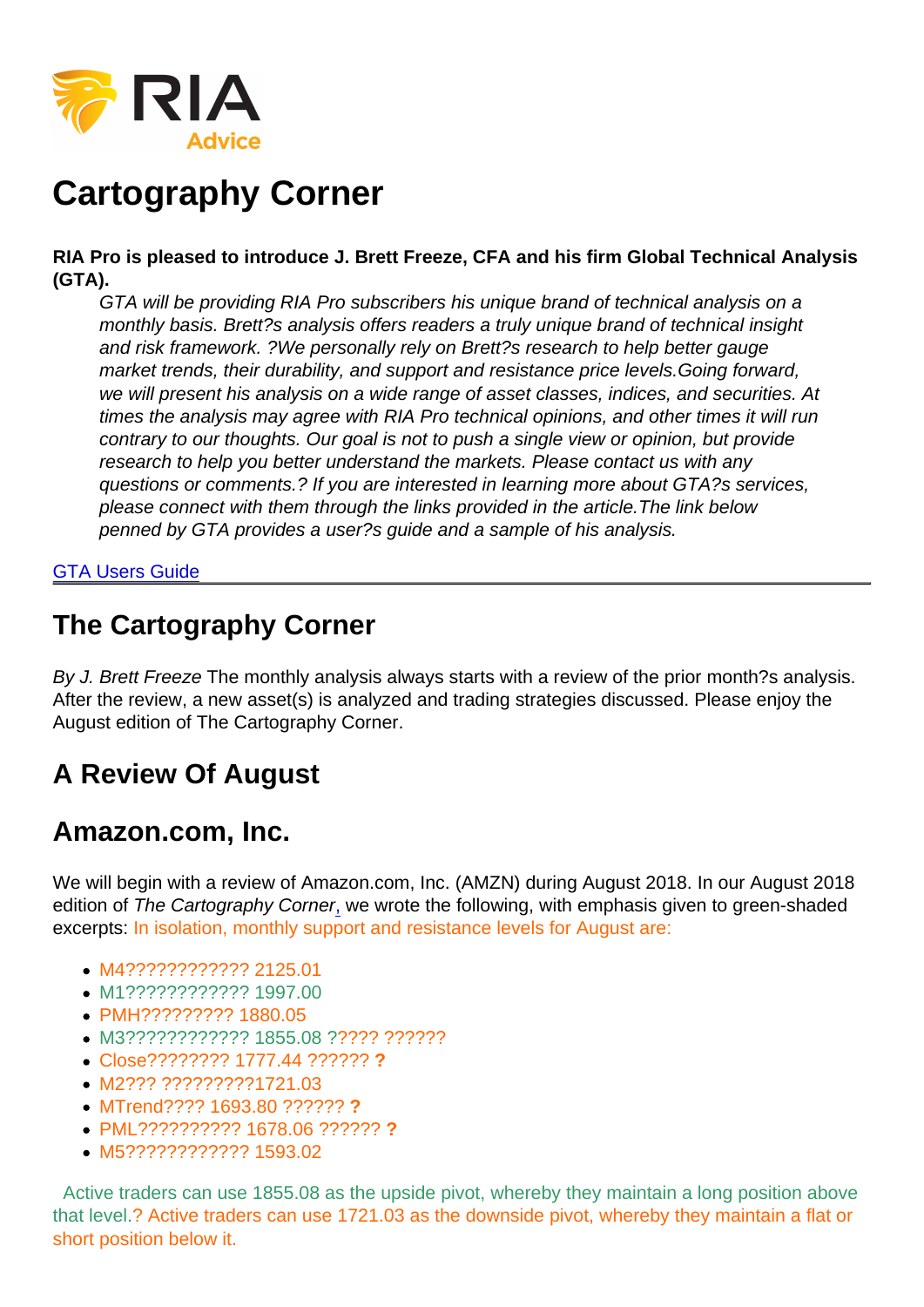# Cartography Corner

**RIA Pro is pleased to introduce J. Brett Freeze, CFA and his firm Global Technical Analysis (GTA).**

> *GTA will be providing RIA Pro subscribers his unique brand of technical analysis on a monthly basis. Brett?s analysis offers readers a truly unique brand of technical insight and risk framework. ?We personally rely on Brett?s research to help better gauge market trends, their durability, and support and resistance price levels.Going forward, we will present his analysis on a wide range of asset classes, indices, and securities. At times the analysis may agree with RIA Pro technical opinions, and other times it will run contrary to our thoughts. Our goal is not to push a single view or opinion, but provide research to help you better understand the markets. Please contact us with any questions or comments.? If you are interested in learning more about GTA?s services, please connect with them through the links provided in the article.The link below penned by GTA provides a user?s guide and a sample of his analysis.*

GTA Users Guide

---

## The Cartography Corner

*By J. Brett Freeze* The monthly analysis always starts with a review of the prior month?s analysis. After the review, a new asset(s) is analyzed and trading strategies discussed. Please enjoy the August edition of The Cartography Corner.

## A Review Of August

## Amazon.com, Inc.

We will begin with a review of Amazon.com, Inc. (AMZN) during August 2018. In our August 2018 edition of *The Cartography Corner*, we wrote the following, with emphasis given to green-shaded excerpts: In isolation, monthly support and resistance levels for August are:

- M4???????????? 2125.01
- M1???????????? 1997.00
- PMH????????? 1880.05
- M3???????????? 1855.08 ????? ??????
- Close???????? 1777.44 ?????? **?**
- M2???? ?????????1721.03
- MTrend???? 1693.80 ?????? **?**
- PML?????????? 1678.06 ?????? **?**
- M5???????????? 1593.02

Active traders can use 1855.08 as the upside pivot, whereby they maintain a long position above that level.? Active traders can use 1721.03 as the downside pivot, whereby they maintain a flat or short position below it.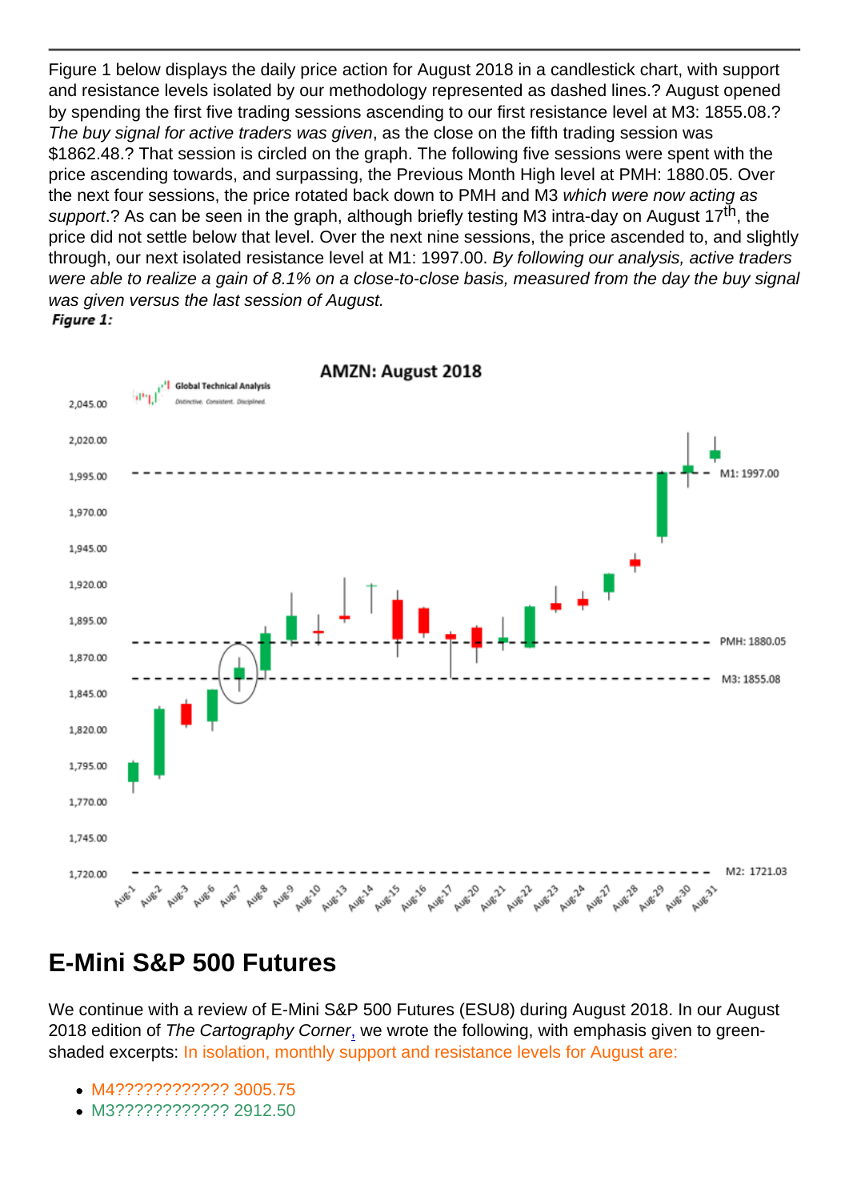Figure 1 below displays the daily price action for August 2018 in a candlestick chart, with support and resistance levels isolated by our methodology represented as dashed lines.? August opened by spending the first five trading sessions ascending to our first resistance level at M3: 1855.08.? *The buy signal for active traders was given*, as the close on the fifth trading session was $1862.48.? That session is circled on the graph. The following five sessions were spent with the price ascending towards, and surpassing, the Previous Month High level at PMH: 1880.05. Over the next four sessions, the price rotated back down to PMH and M3 *which were now acting as support*.? As can be seen in the graph, although briefly testing M3 intra-day on August 17th, the price did not settle below that level. Over the next nine sessions, the price ascended to, and slightly through, our next isolated resistance level at M1: 1997.00. *By following our analysis, active traders were able to realize a gain of 8.1% on a close-to-close basis, measured from the day the buy signal was given versus the last session of August.*

***Figure 1:***

AMZN: August 2018

Global Technical Analysis
Distinctive. Consistent. Disciplined.

2,045.00
2,020.00
1,995.00
1,970.00
1,945.00
1,920.00
1,895.00
1,870.00
1,845.00
1,820.00
1,795.00
1,770.00
1,745.00
1,720.00

M1: 1997.00
PMH: 1880.05
M3: 1855.08
M2: 1721.03

Aug-1 Aug-2 Aug-3 Aug-6 Aug-7 Aug-8 Aug-9 Aug-10 Aug-13 Aug-14 Aug-15 Aug-16 Aug-17 Aug-20 Aug-21 Aug-22 Aug-23 Aug-24 Aug-27 Aug-28 Aug-29 Aug-30 Aug-31

## E-Mini S&P 500 Futures

We continue with a review of E-Mini S&P 500 Futures (ESU8) during August 2018. In our August 2018 edition of *The Cartography Corner*, we wrote the following, with emphasis given to green-shaded excerpts: In isolation, monthly support and resistance levels for August are:

- M4???????????? 3005.75
- M3???????????? 2912.50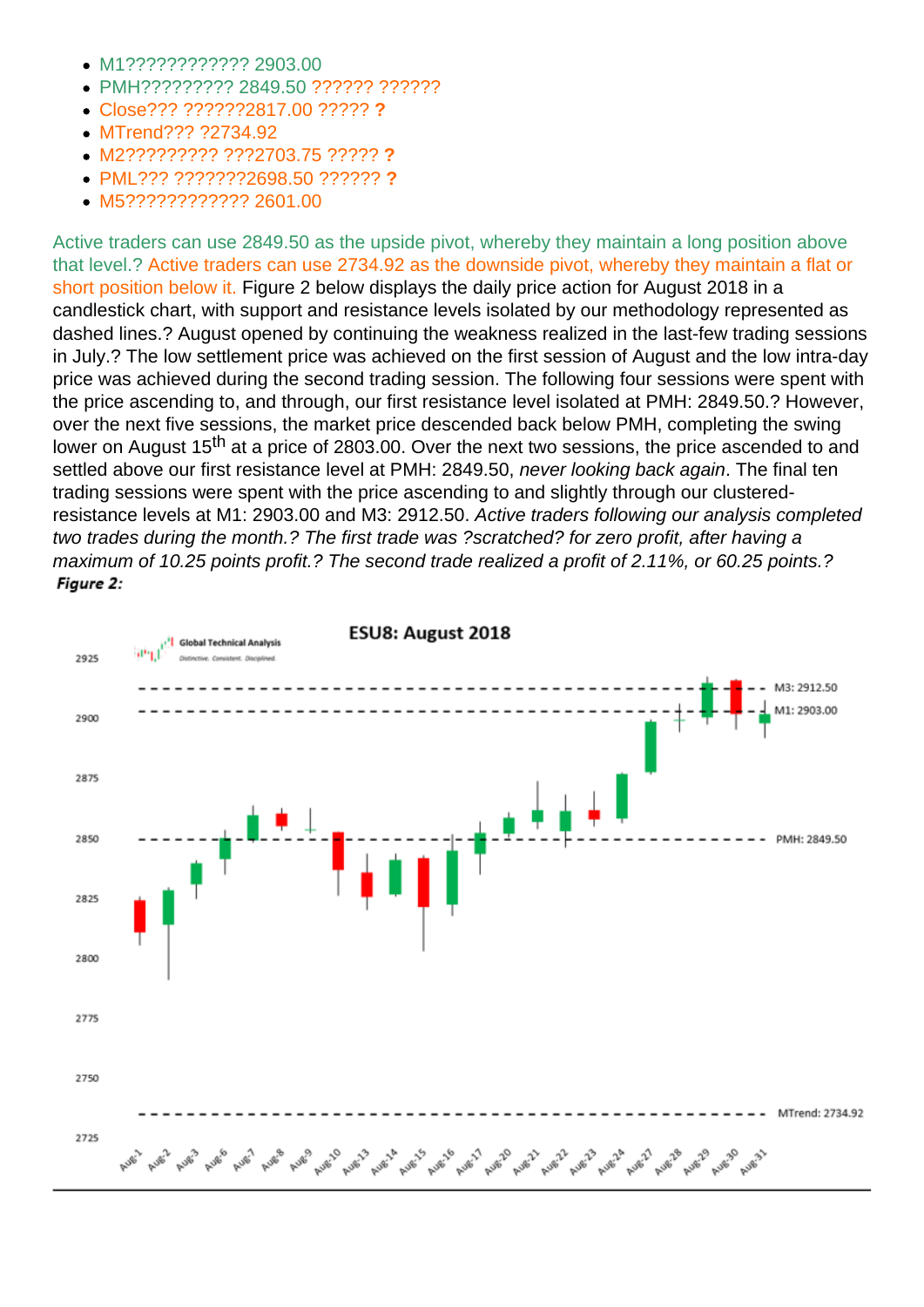- M1???????????? 2903.00
- PMH????????? 2849.50 ?????? ??????
- Close??? ??????2817.00 ????? **?**
- MTrend??? ?2734.92
- M2????????? ???2703.75 ????? **?**
- PML??? ???????2698.50 ?????? **?**
- M5???????????? 2601.00

Active traders can use 2849.50 as the upside pivot, whereby they maintain a long position above that level.? Active traders can use 2734.92 as the downside pivot, whereby they maintain a flat or short position below it. Figure 2 below displays the daily price action for August 2018 in a candlestick chart, with support and resistance levels isolated by our methodology represented as dashed lines.? August opened by continuing the weakness realized in the last-few trading sessions in July.? The low settlement price was achieved on the first session of August and the low intra-day price was achieved during the second trading session. The following four sessions were spent with the price ascending to, and through, our first resistance level isolated at PMH: 2849.50.? However, over the next five sessions, the market price descended back below PMH, completing the swing lower on August 15th at a price of 2803.00. Over the next two sessions, the price ascended to and settled above our first resistance level at PMH: 2849.50, *never looking back again*. The final ten trading sessions were spent with the price ascending to and slightly through our clustered-resistance levels at M1: 2903.00 and M3: 2912.50. *Active traders following our analysis completed two trades during the month.? The first trade was ?scratched? for zero profit, after having a maximum of 10.25 points profit.? The second trade realized a profit of 2.11%, or 60.25 points.?*

***Figure 2:***

ESU8: August 2018

Global Technical Analysis
Distinctive. Consistent. Disciplined.

2925
2900
2875
2850
2825
2800
2775
2750
2725

M3: 2912.50
M1: 2903.00
PMH: 2849.50
MTrend: 2734.92

Aug-1 Aug-2 Aug-3 Aug-6 Aug-7 Aug-8 Aug-9 Aug-10 Aug-13 Aug-14 Aug-15 Aug-16 Aug-17 Aug-20 Aug-21 Aug-22 Aug-23 Aug-24 Aug-27 Aug-28 Aug-29 Aug-30 Aug-31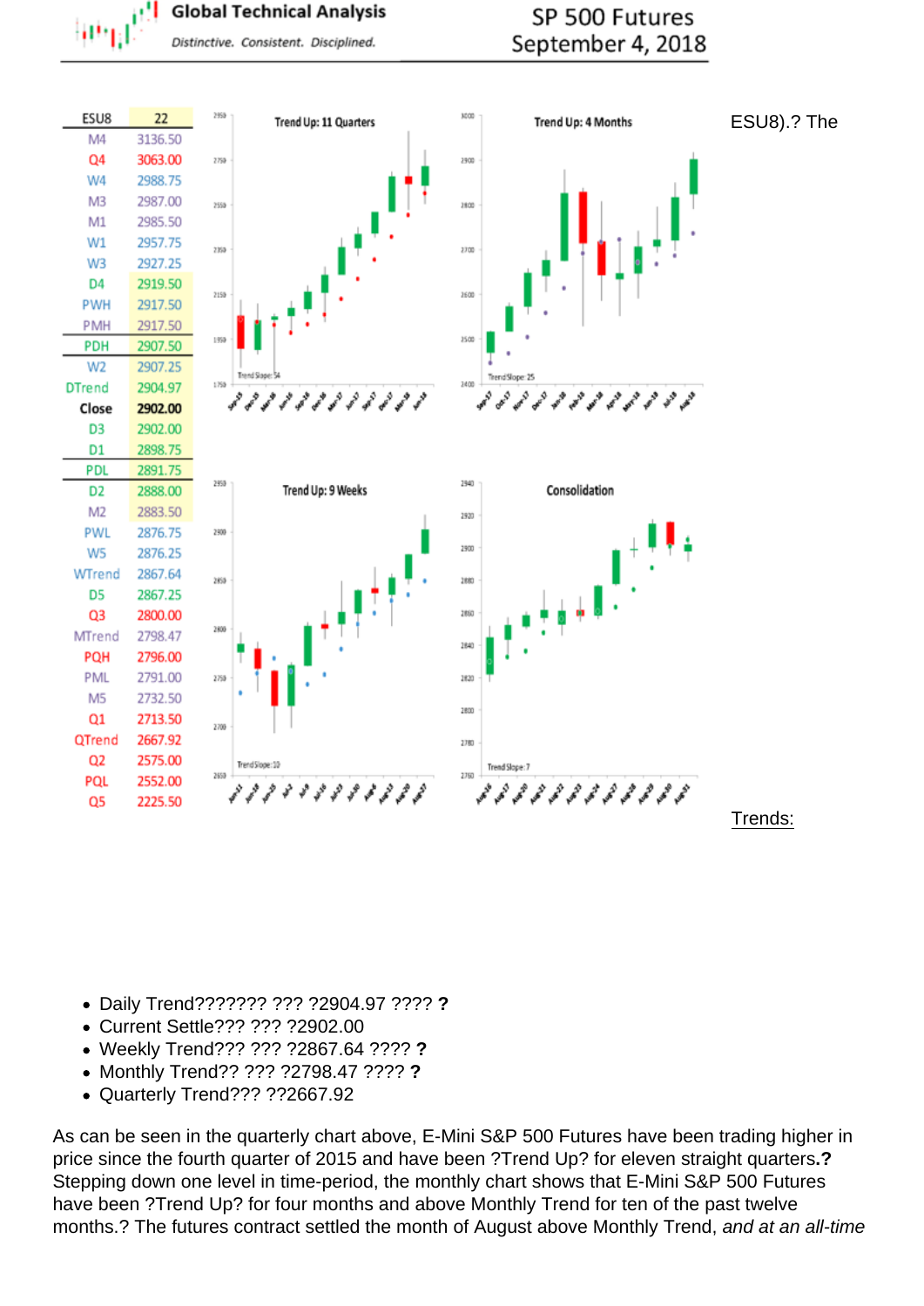Global Technical Analysis

*Distinctive. Consistent. Disciplined.*

SP 500 Futures
September 4, 2018

| ESU8 | 22 |
|---|---|
| M4 | 3136.50 |
| Q4 | 3063.00 |
| W4 | 2988.75 |
| M3 | 2987.00 |
| M1 | 2985.50 |
| W1 | 2957.75 |
| W3 | 2927.25 |
| D4 | 2919.50 |
| PWH | 2917.50 |
| PMH | 2917.50 |
| PDH | 2907.50 |
| W2 | 2907.25 |
| DTrend | 2904.97 |
| Close | 2902.00 |
| D3 | 2902.00 |
| D1 | 2898.75 |
| PDL | 2891.75 |
| D2 | 2888.00 |
| M2 | 2883.50 |
| PWL | 2876.75 |
| W5 | 2876.25 |
| WTrend | 2867.64 |
| D5 | 2867.25 |
| Q3 | 2800.00 |
| MTrend | 2798.47 |
| PQH | 2796.00 |
| PML | 2791.00 |
| M5 | 2732.50 |
| Q1 | 2713.50 |
| QTrend | 2667.92 |
| Q2 | 2575.00 |
| PQL | 2552.00 |
| Q5 | 2225.50 |

Trend Up: 11 Quarters

Trend Slope: 54

Trend Up: 4 Months

Trend Slope: 25

Trend Up: 9 Weeks

Trend Slope: 10

Consolidation

Trend Slope: 7

ESU8).? The

Trends:

- Daily Trend??????? ??? ??2904.97 ???? **?**
- Current Settle??? ??? ??2902.00
- Weekly Trend??? ??? ??2867.64 ???? **?**
- Monthly Trend?? ??? ??2798.47 ???? **?**
- Quarterly Trend??? ??2667.92

As can be seen in the quarterly chart above, E-Mini S&P 500 Futures have been trading higher in price since the fourth quarter of 2015 and have been ?Trend Up? for eleven straight quarters.**?** Stepping down one level in time-period, the monthly chart shows that E-Mini S&P 500 Futures have been ?Trend Up? for four months and above Monthly Trend for ten of the past twelve months.? The futures contract settled the month of August above Monthly Trend, *and at an all-time*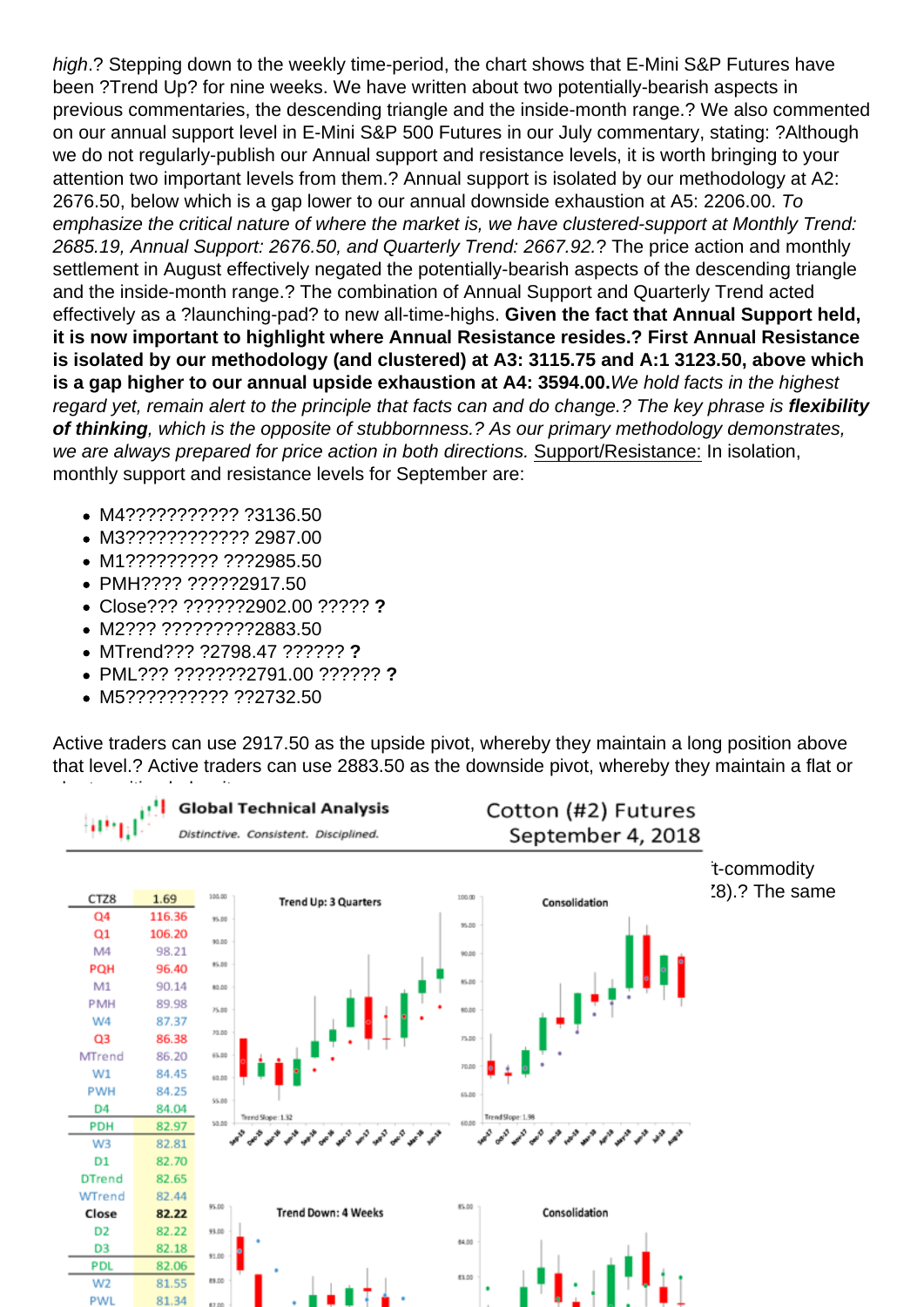high.? Stepping down to the weekly time-period, the chart shows that E-Mini S&P Futures have been ?Trend Up? for nine weeks. We have written about two potentially-bearish aspects in previous commentaries, the descending triangle and the inside-month range.? We also commented on our annual support level in E-Mini S&P 500 Futures in our July commentary, stating: ?Although we do not regularly-publish our Annual support and resistance levels, it is worth bringing to your attention two important levels from them.? Annual support is isolated by our methodology at A2: 2676.50, below which is a gap lower to our annual downside exhaustion at A5: 2206.00. *To emphasize the critical nature of where the market is, we have clustered-support at Monthly Trend: 2685.19, Annual Support: 2676.50, and Quarterly Trend: 2667.92.*? The price action and monthly settlement in August effectively negated the potentially-bearish aspects of the descending triangle and the inside-month range.? The combination of Annual Support and Quarterly Trend acted effectively as a ?launching-pad? to new all-time-highs. **Given the fact that Annual Support held, it is now important to highlight where Annual Resistance resides.? First Annual Resistance is isolated by our methodology (and clustered) at A3: 3115.75 and A:1 3123.50, above which is a gap higher to our annual upside exhaustion at A4: 3594.00.***We hold facts in the highest regard yet, remain alert to the principle that facts can and do change.? The key phrase is* ***flexibility of thinking****, which is the opposite of stubbornness.? As our primary methodology demonstrates, we are always prepared for price action in both directions.* Support/Resistance: In isolation, monthly support and resistance levels for September are:

- M4??????????? ?3136.50
- M3????????????? 2987.00
- M1????????? ????2985.50
- PMH???? ?????2917.50
- Close??? ??????2902.00 ????? **?**
- M2???? ?????????2883.50
- MTrend??? ?2798.47 ?????? **?**
- PML??? ???????2791.00 ?????? **?**
- M5?????????? ???2732.50

Active traders can use 2917.50 as the upside pivot, whereby they maintain a long position above that level.? Active traders can use 2883.50 as the downside pivot, whereby they maintain a flat or

Global Technical Analysis
Distinctive. Consistent. Disciplined.

Cotton (#2) Futures
September 4, 2018

| | |
|---|---|
| CTZ8 | 1.69 |
| Q4 | 116.36 |
| Q1 | 106.20 |
| M4 | 98.21 |
| PQH | 96.40 |
| M1 | 90.14 |
| PMH | 89.98 |
| W4 | 87.37 |
| Q3 | 86.38 |
| MTrend | 86.20 |
| W1 | 84.45 |
| PWH | 84.25 |
| D4 | 84.04 |
| PDH | 82.97 |
| W3 | 82.81 |
| D1 | 82.70 |
| DTrend | 82.65 |
| WTrend | 82.44 |
| Close | 82.22 |
| D2 | 82.22 |
| D3 | 82.18 |
| PDL | 82.06 |
| W2 | 81.55 |
| PWL | 81.34 |

Trend Up: 3 Quarters
Trend Slope: 1.32

Consolidation
Trend Slope: 1.98

Trend Down: 4 Weeks

Consolidation

t-commodity
Z8).? The same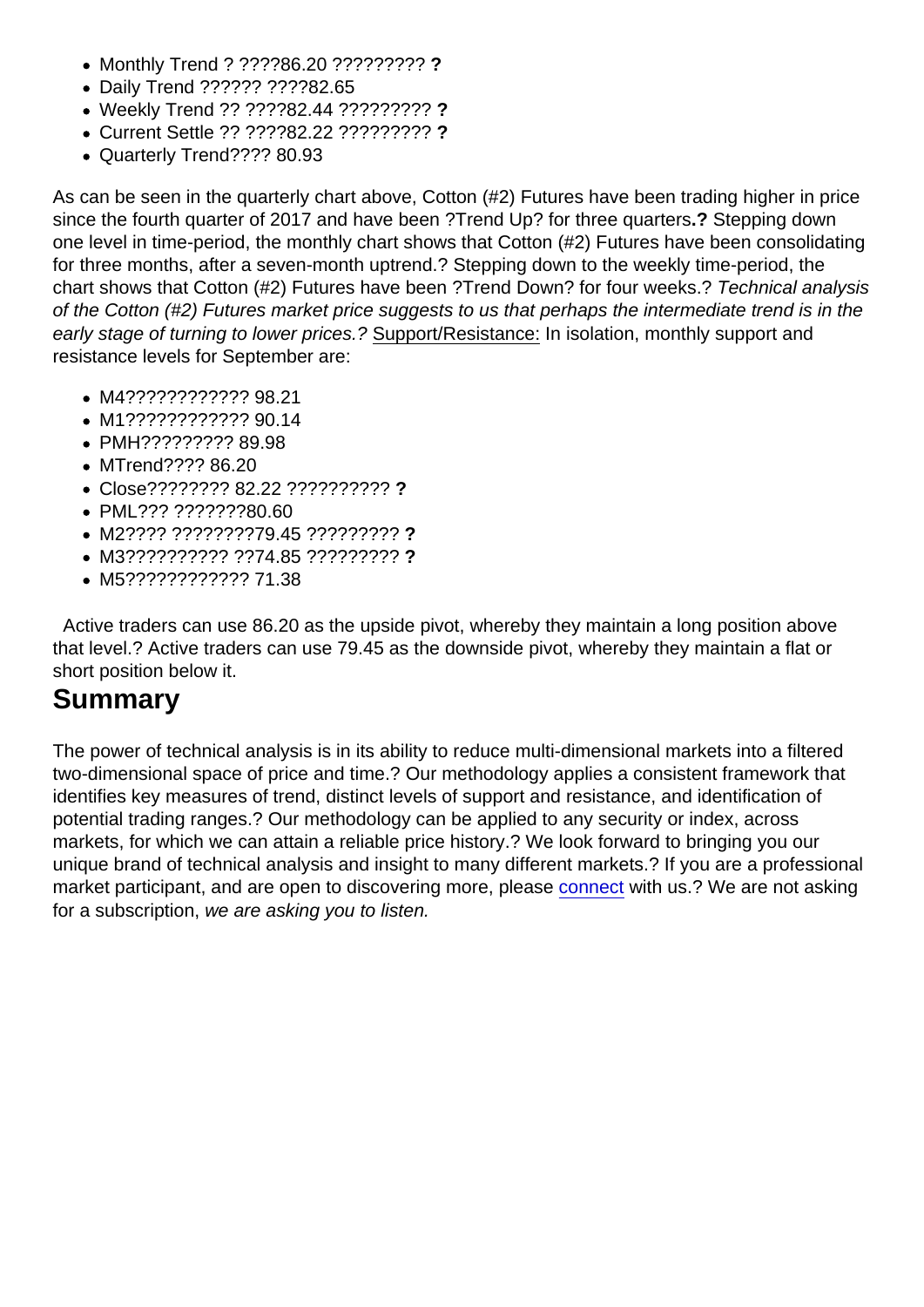- Monthly Trend ? ????86.20 ????????? **?**
- Daily Trend ?????? ????82.65
- Weekly Trend ?? ????82.44 ????????? **?**
- Current Settle ?? ????82.22 ????????? **?**
- Quarterly Trend???? 80.93

As can be seen in the quarterly chart above, Cotton (#2) Futures have been trading higher in price since the fourth quarter of 2017 and have been ?Trend Up? for three quarters**.?** Stepping down one level in time-period, the monthly chart shows that Cotton (#2) Futures have been consolidating for three months, after a seven-month uptrend.? Stepping down to the weekly time-period, the chart shows that Cotton (#2) Futures have been ?Trend Down? for four weeks.? *Technical analysis of the Cotton (#2) Futures market price suggests to us that perhaps the intermediate trend is in the early stage of turning to lower prices.?* Support/Resistance: In isolation, monthly support and resistance levels for September are:

- M4???????????? 98.21
- M1???????????? 90.14
- PMH????????? 89.98
- MTrend???? 86.20
- Close???????? 82.22 ?????????? **?**
- PML??? ???????80.60
- M2???? ????????79.45 ????????? **?**
- M3?????????? ??74.85 ????????? **?**
- M5???????????? 71.38

Active traders can use 86.20 as the upside pivot, whereby they maintain a long position above that level.? Active traders can use 79.45 as the downside pivot, whereby they maintain a flat or short position below it.

## Summary

The power of technical analysis is in its ability to reduce multi-dimensional markets into a filtered two-dimensional space of price and time.? Our methodology applies a consistent framework that identifies key measures of trend, distinct levels of support and resistance, and identification of potential trading ranges.? Our methodology can be applied to any security or index, across markets, for which we can attain a reliable price history.? We look forward to bringing you our unique brand of technical analysis and insight to many different markets.? If you are a professional market participant, and are open to discovering more, please connect with us.? We are not asking for a subscription, *we are asking you to listen.*